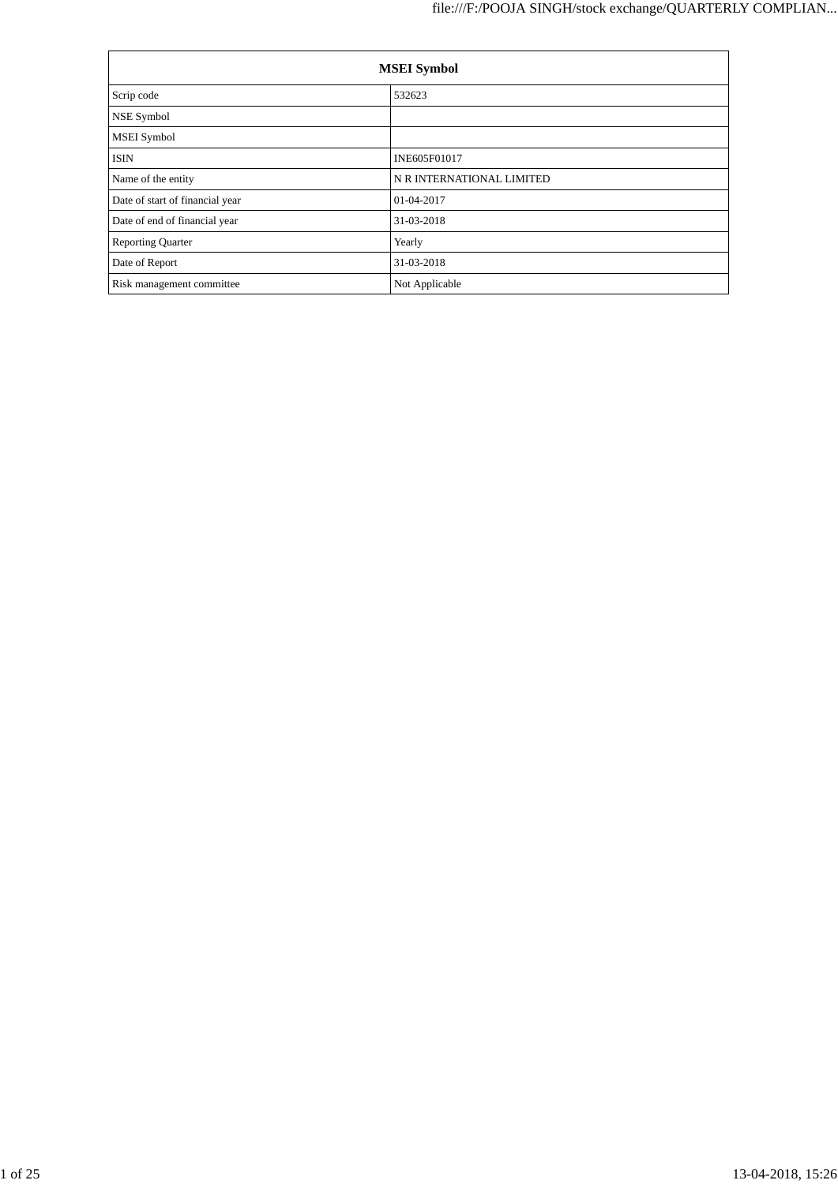| MSEI Symbol | |
|---|---|
| Scrip code | 532623 |
| NSE Symbol | |
| MSEI Symbol | |
| ISIN | INE605F01017 |
| Name of the entity | N R INTERNATIONAL LIMITED |
| Date of start of financial year | 01-04-2017 |
| Date of end of financial year | 31-03-2018 |
| Reporting Quarter | Yearly |
| Date of Report | 31-03-2018 |
| Risk management committee | Not Applicable |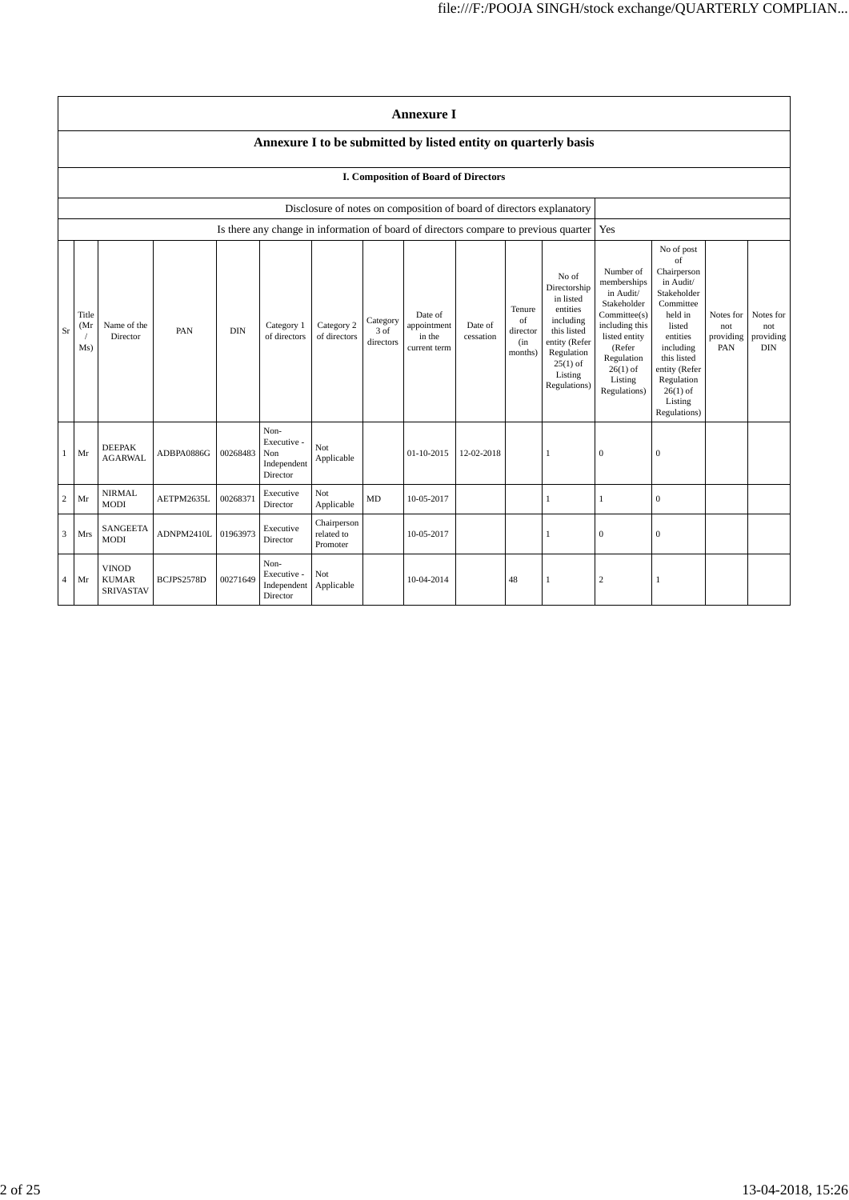# Annexure I

## Annexure I to be submitted by listed entity on quarterly basis

### I. Composition of Board of Directors

| Disclosure of notes on composition of board of directors explanatory | |
|---|---|
| Is there any change in information of board of directors compare to previous quarter | Yes |

| Sr | Title (Mr / Ms) | Name of the Director | PAN | DIN | Category 1 of directors | Category 2 of directors | Category 3 of directors | Date of appointment in the current term | Date of cessation | Tenure of director (in months) | No of Directorship in listed entities including this listed entity (Refer Regulation 25(1) of Listing Regulations) | Number of memberships in Audit/ Stakeholder Committee(s) including this listed entity (Refer Regulation 26(1) of Listing Regulations) | No of post of Chairperson in Audit/ Stakeholder Committee held in listed entities including this listed entity (Refer Regulation 26(1) of Listing Regulations) | Notes for not providing PAN | Notes for not providing DIN |
|---|---|---|---|---|---|---|---|---|---|---|---|---|---|---|---|
| 1 | Mr | DEEPAK AGARWAL | ADBPA0886G | 00268483 | Non-Executive - Non Independent Director | Not Applicable | | 01-10-2015 | 12-02-2018 | | 1 | 0 | 0 | | |
| 2 | Mr | NIRMAL MODI | AETPM2635L | 00268371 | Executive Director | Not Applicable | MD | 10-05-2017 | | | 1 | 1 | 0 | | |
| 3 | Mrs | SANGEETA MODI | ADNPM2410L | 01963973 | Executive Director | Chairperson related to Promoter | | 10-05-2017 | | | 1 | 0 | 0 | | |
| 4 | Mr | VINOD KUMAR SRIVASTAV | BCJPS2578D | 00271649 | Non-Executive - Independent Director | Not Applicable | | 10-04-2014 | | 48 | 1 | 2 | 1 | | |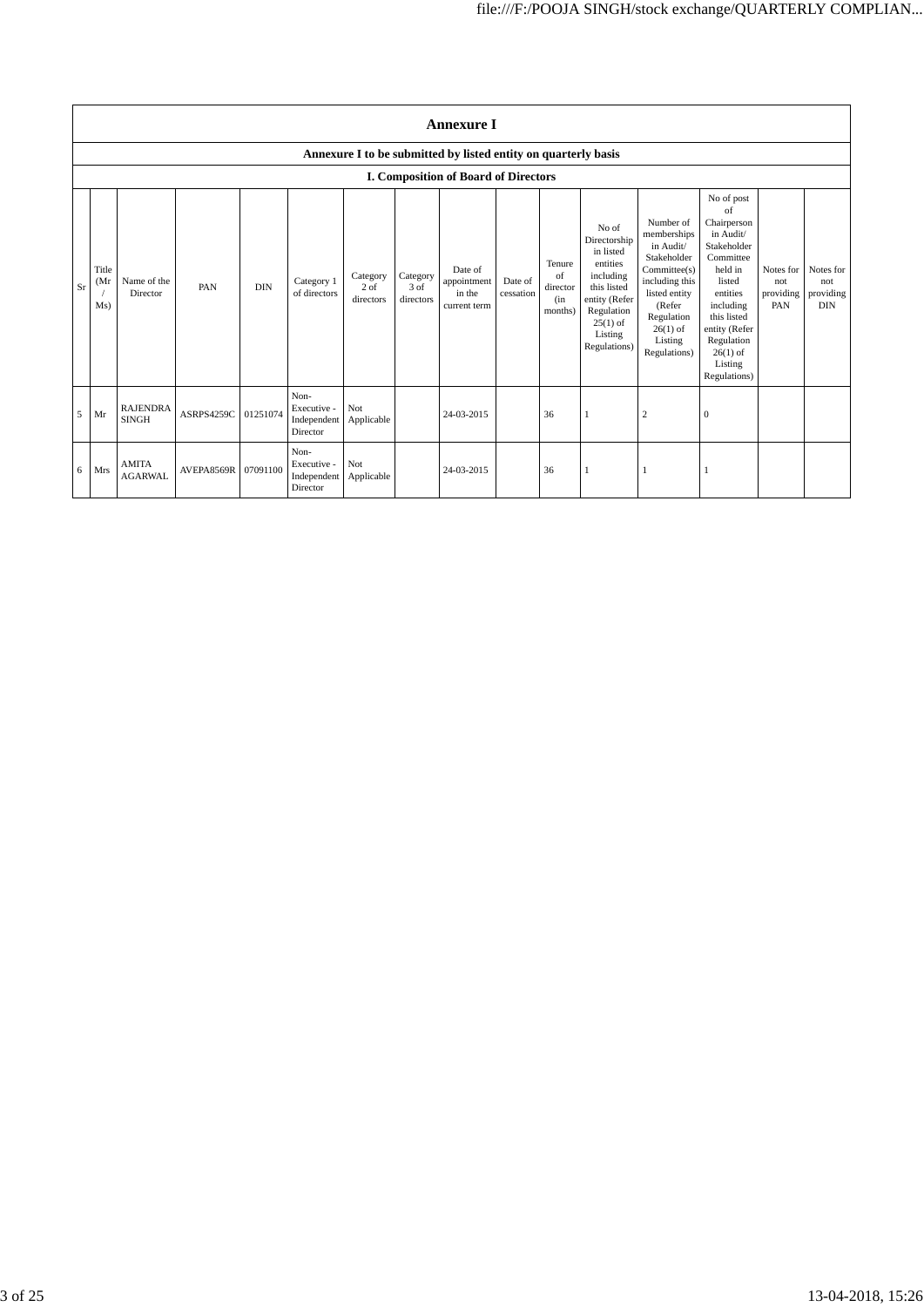# Annexure I

## Annexure I to be submitted by listed entity on quarterly basis

### I. Composition of Board of Directors

| Sr | Title (Mr / Ms) | Name of the Director | PAN | DIN | Category 1 of directors | Category 2 of directors | Category 3 of directors | Date of appointment in the current term | Date of cessation | Tenure of director (in months) | No of Directorship in listed entities including this listed entity (Refer Regulation 25(1) of Listing Regulations) | Number of memberships in Audit/ Stakeholder Committee(s) including this listed entity (Refer Regulation 26(1) of Listing Regulations) | No of post of Chairperson in Audit/ Stakeholder Committee held in listed entities including this listed entity (Refer Regulation 26(1) of Listing Regulations) | Notes for not providing PAN | Notes for not providing DIN |
|---|---|---|---|---|---|---|---|---|---|---|---|---|---|---|---|
| 5 | Mr | RAJENDRA SINGH | ASRPS4259C | 01251074 | Non-Executive - Independent Director | Not Applicable | | 24-03-2015 | | 36 | 1 | 2 | 0 | | |
| 6 | Mrs | AMITA AGARWAL | AVEPA8569R | 07091100 | Non-Executive - Independent Director | Not Applicable | | 24-03-2015 | | 36 | 1 | 1 | 1 | | |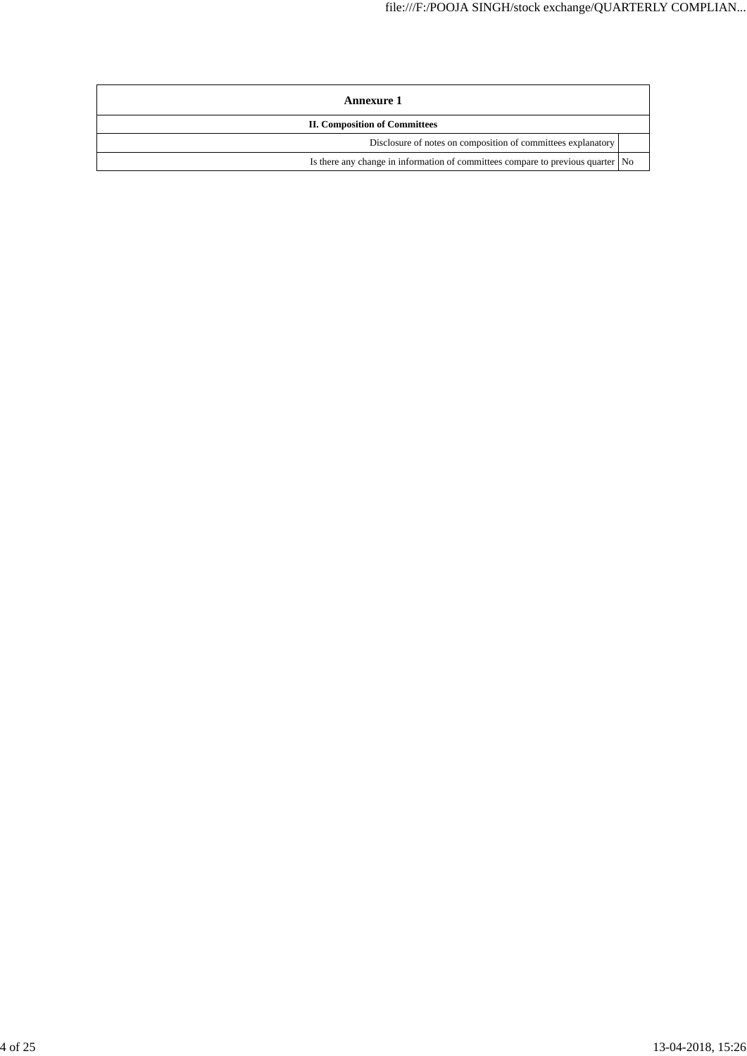| Annexure 1 | |
|---|---|
| **II. Composition of Committees** | |
| Disclosure of notes on composition of committees explanatory | |
| Is there any change in information of committees compare to previous quarter | No |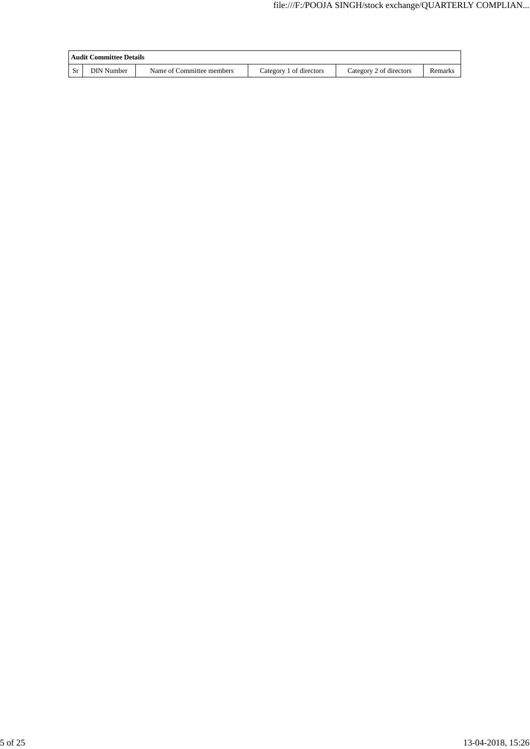| Audit Committee Details | | | | | |
|---|---|---|---|---|---|
| Sr | DIN Number | Name of Committee members | Category 1 of directors | Category 2 of directors | Remarks |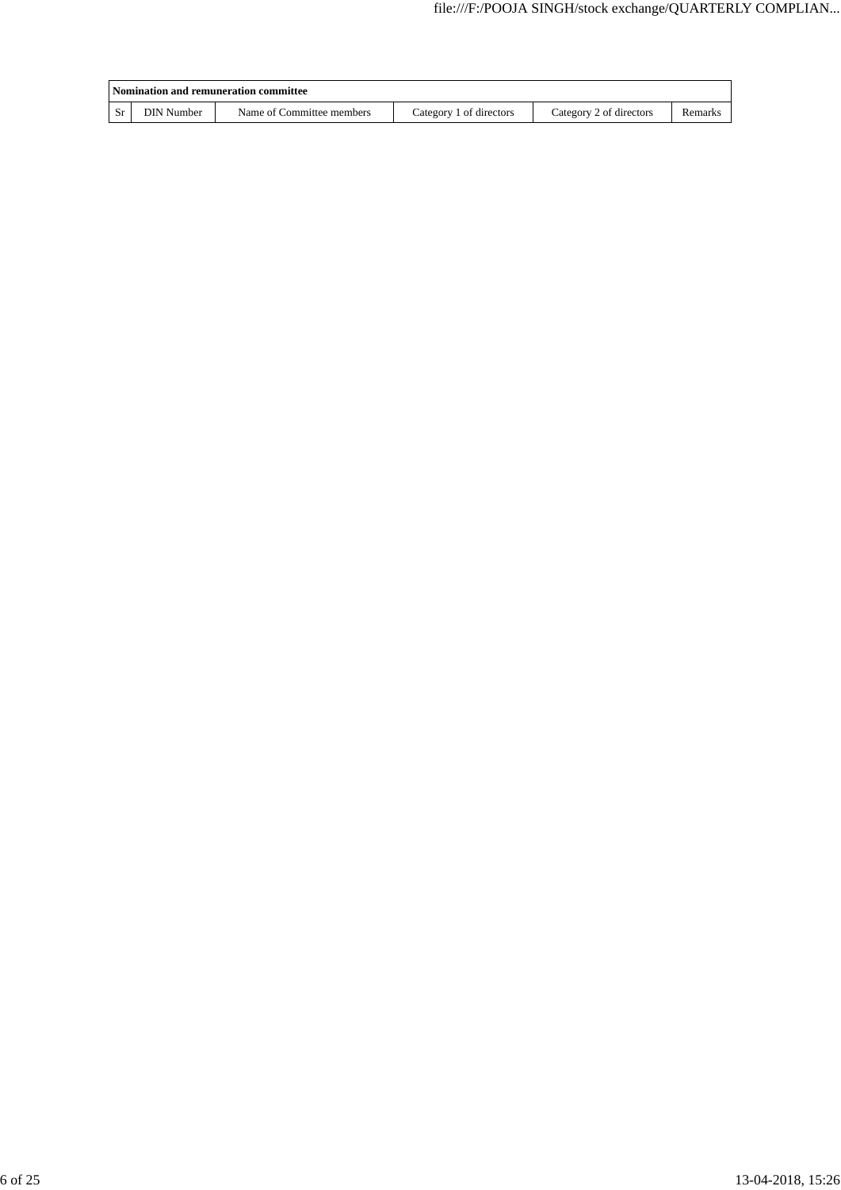| Nomination and remuneration committee | | | | | |
|---|---|---|---|---|---|
| Sr | DIN Number | Name of Committee members | Category 1 of directors | Category 2 of directors | Remarks |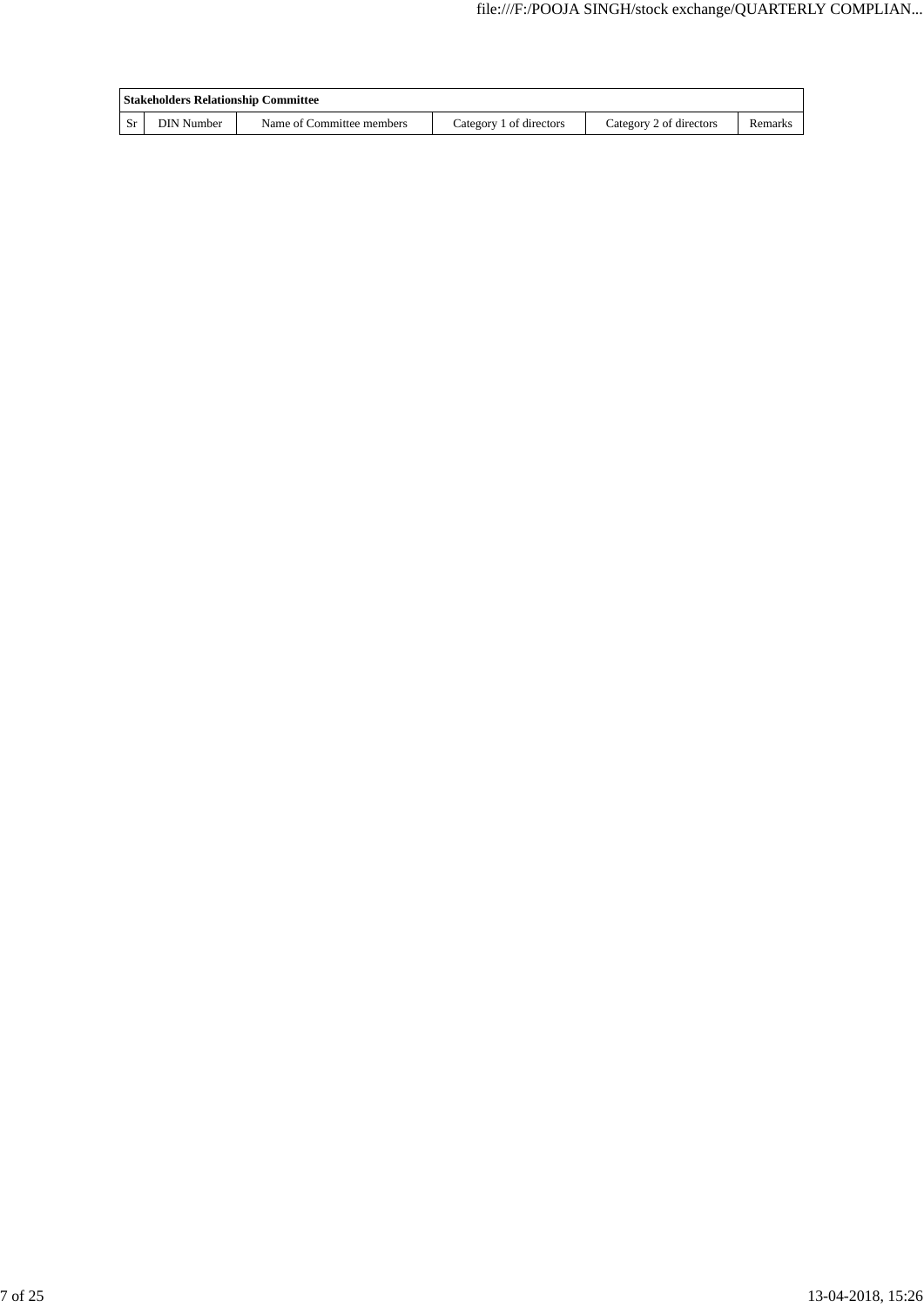| Stakeholders Relationship Committee | | | | | |
|---|---|---|---|---|---|
| Sr | DIN Number | Name of Committee members | Category 1 of directors | Category 2 of directors | Remarks |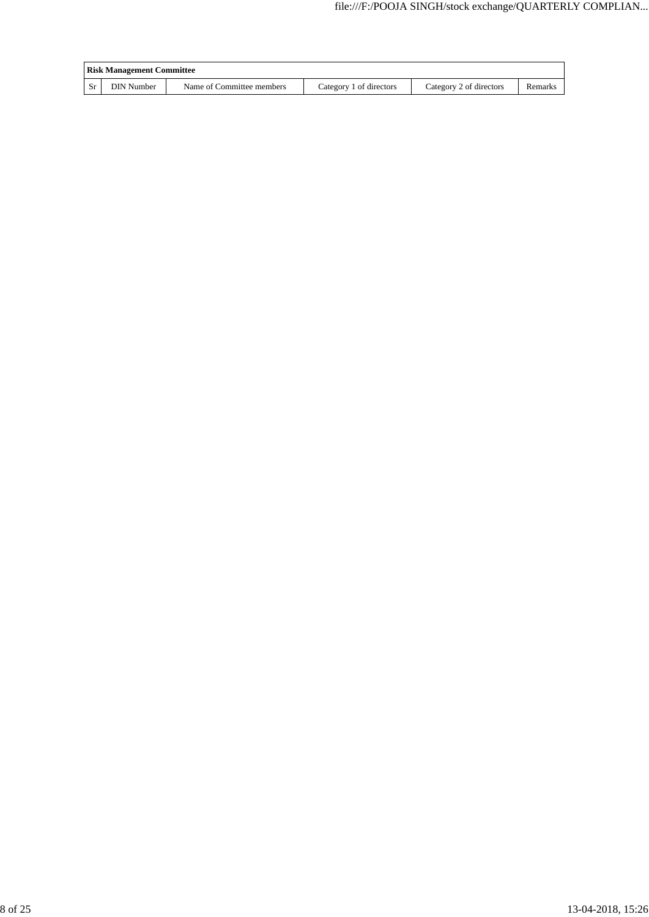| Risk Management Committee | | | | | |
|---|---|---|---|---|---|
| Sr | DIN Number | Name of Committee members | Category 1 of directors | Category 2 of directors | Remarks |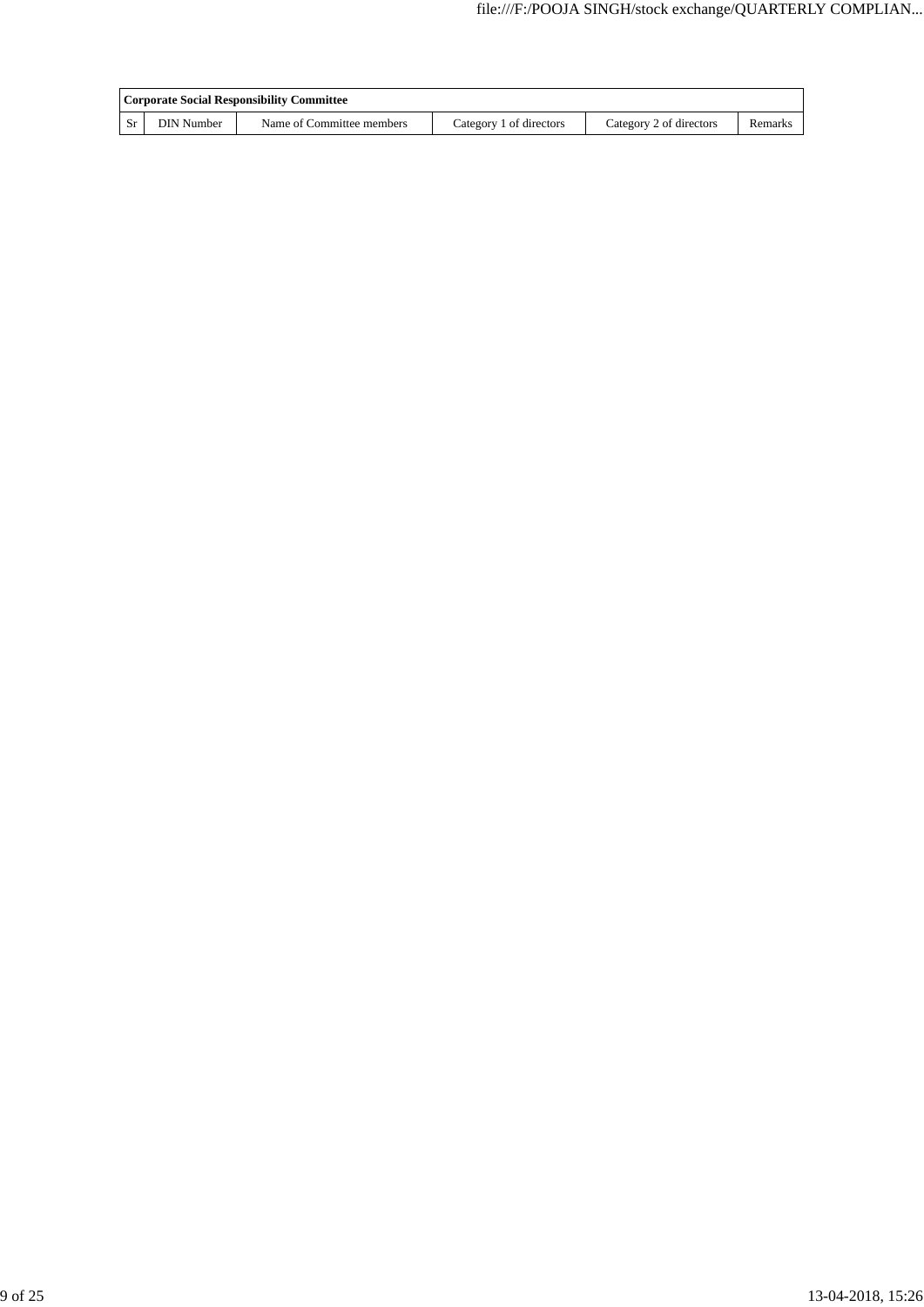| Corporate Social Responsibility Committee | | | | | |
|---|---|---|---|---|---|
| Sr | DIN Number | Name of Committee members | Category 1 of directors | Category 2 of directors | Remarks |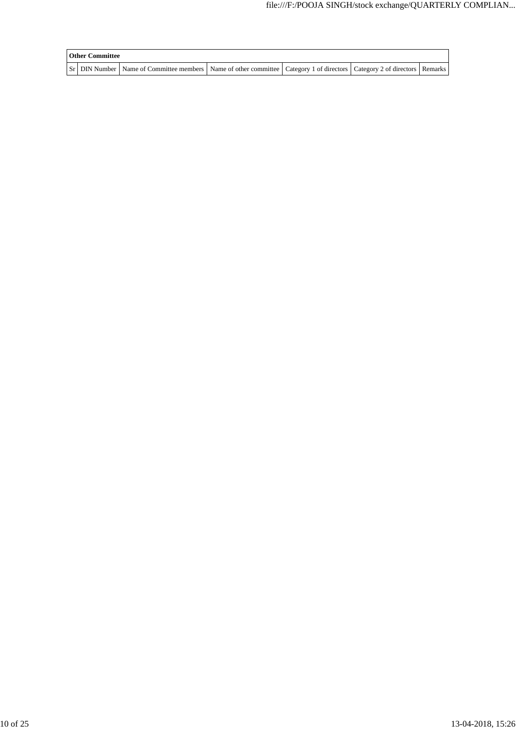| Other Committee | | | | | | |
|---|---|---|---|---|---|---|
| Sr | DIN Number | Name of Committee members | Name of other committee | Category 1 of directors | Category 2 of directors | Remarks |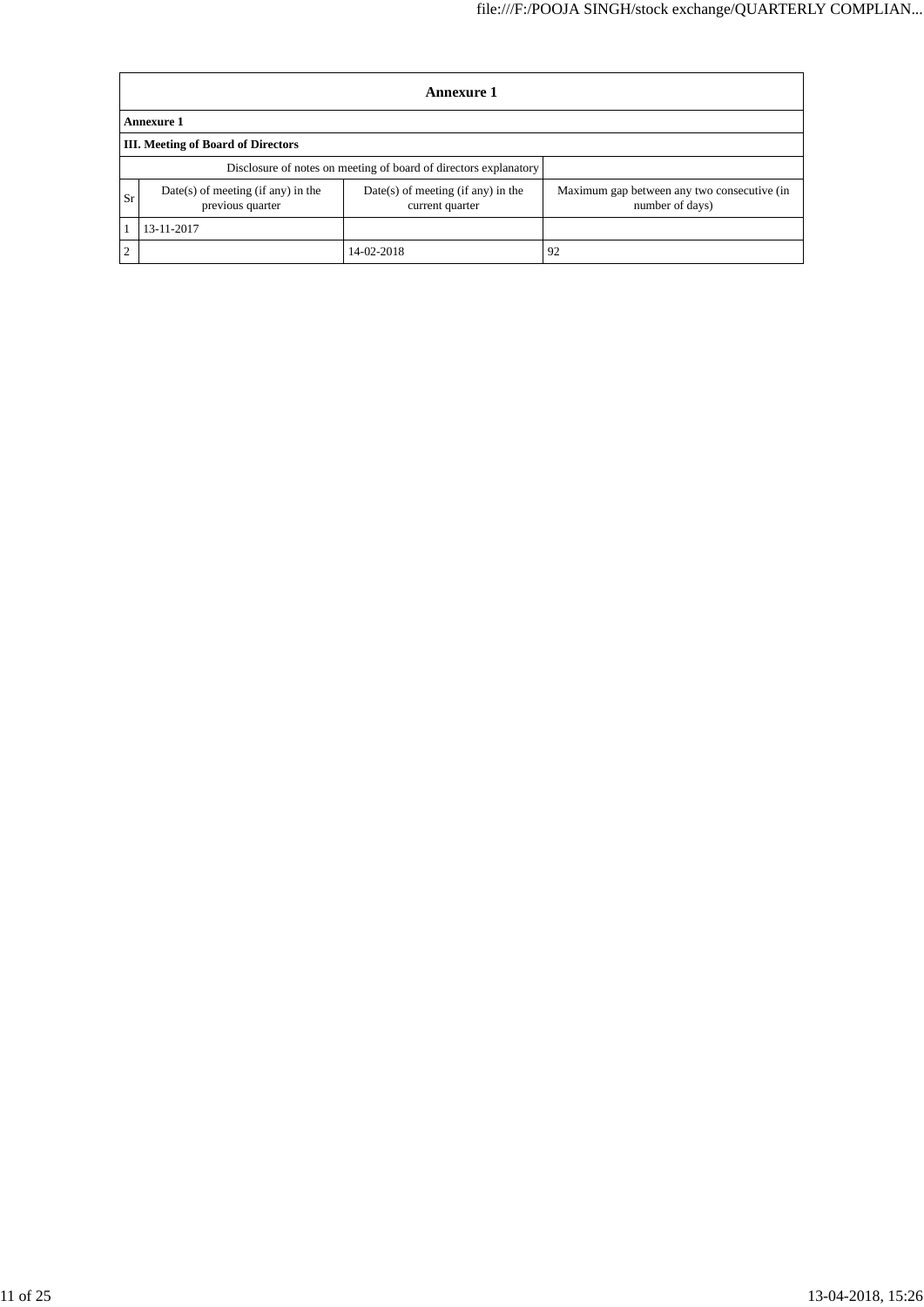| Annexure 1 | | | |
|---|---|---|---|
| **Annexure 1** | | | |
| **III. Meeting of Board of Directors** | | | |
| Disclosure of notes on meeting of board of directors explanatory | | | |
| Sr | Date(s) of meeting (if any) in the previous quarter | Date(s) of meeting (if any) in the current quarter | Maximum gap between any two consecutive (in number of days) |
| 1 | 13-11-2017 | | |
| 2 | | 14-02-2018 | 92 |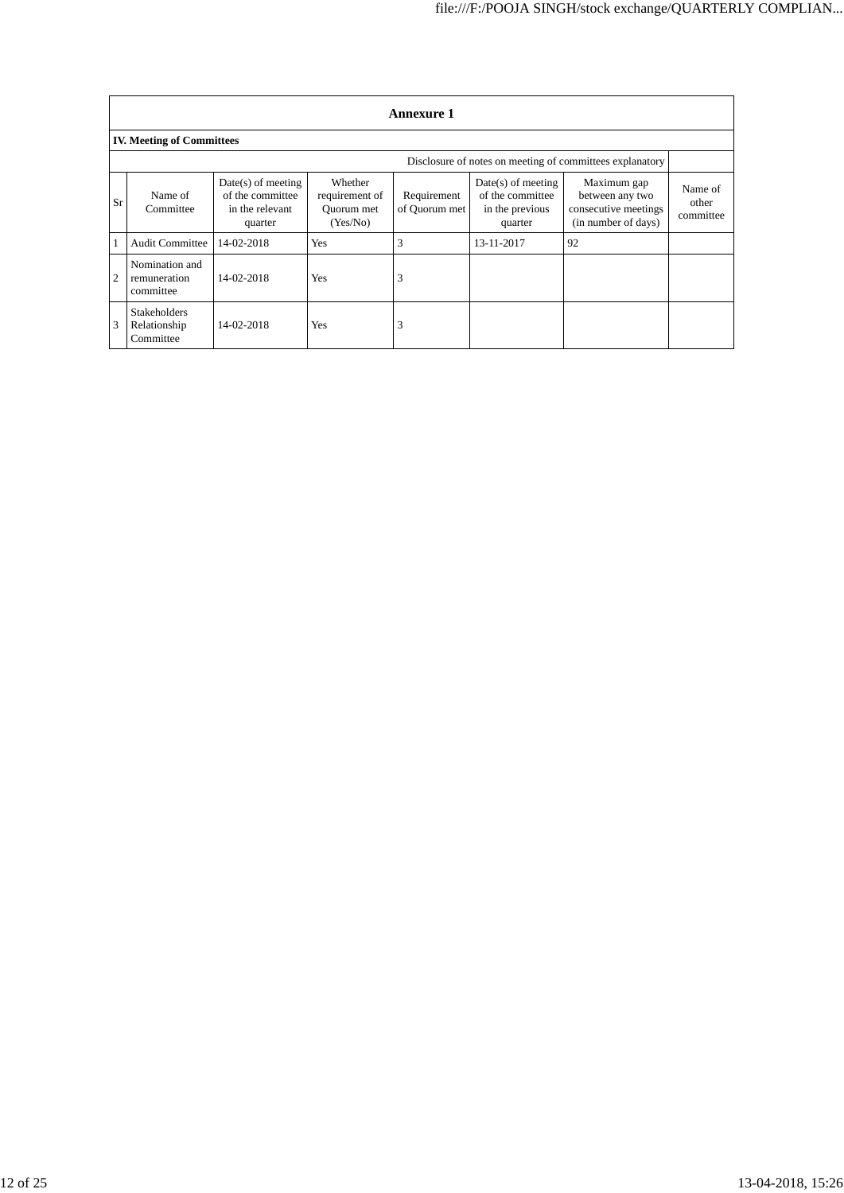## Annexure 1

### IV. Meeting of Committees

| | | | | | | | Disclosure of notes on meeting of committees explanatory | |
|---|---|---|---|---|---|---|---|---|
| Sr | Name of Committee | Date(s) of meeting of the committee in the relevant quarter | Whether requirement of Quorum met (Yes/No) | Requirement of Quorum met | Date(s) of meeting of the committee in the previous quarter | Maximum gap between any two consecutive meetings (in number of days) | Name of other committee |
| 1 | Audit Committee | 14-02-2018 | Yes | 3 | 13-11-2017 | 92 | |
| 2 | Nomination and remuneration committee | 14-02-2018 | Yes | 3 | | | |
| 3 | Stakeholders Relationship Committee | 14-02-2018 | Yes | 3 | | | |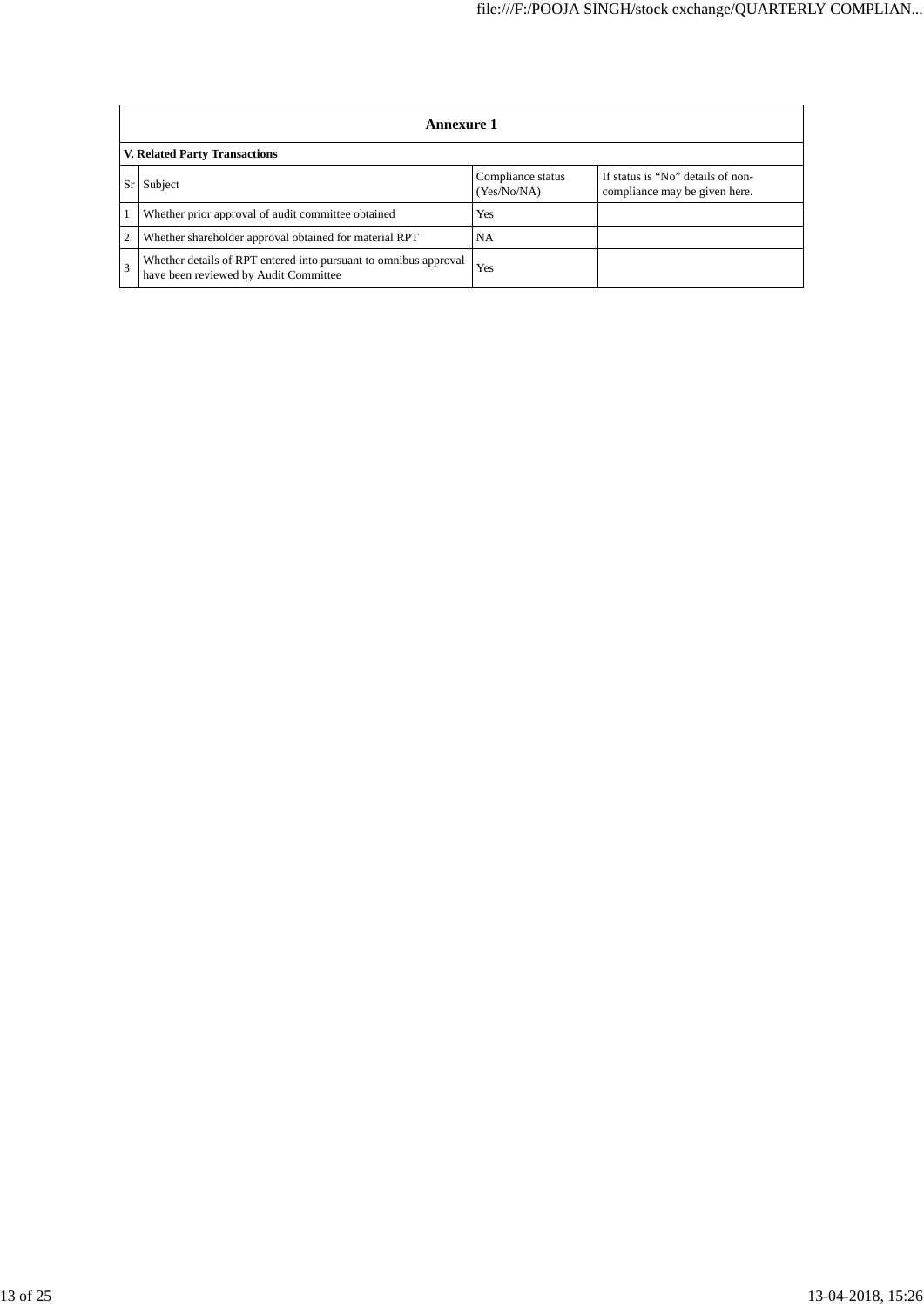## Annexure 1

**V. Related Party Transactions**

| Sr | Subject | Compliance status (Yes/No/NA) | If status is "No" details of non-compliance may be given here. |
|---|---|---|---|
| 1 | Whether prior approval of audit committee obtained | Yes | |
| 2 | Whether shareholder approval obtained for material RPT | NA | |
| 3 | Whether details of RPT entered into pursuant to omnibus approval have been reviewed by Audit Committee | Yes | |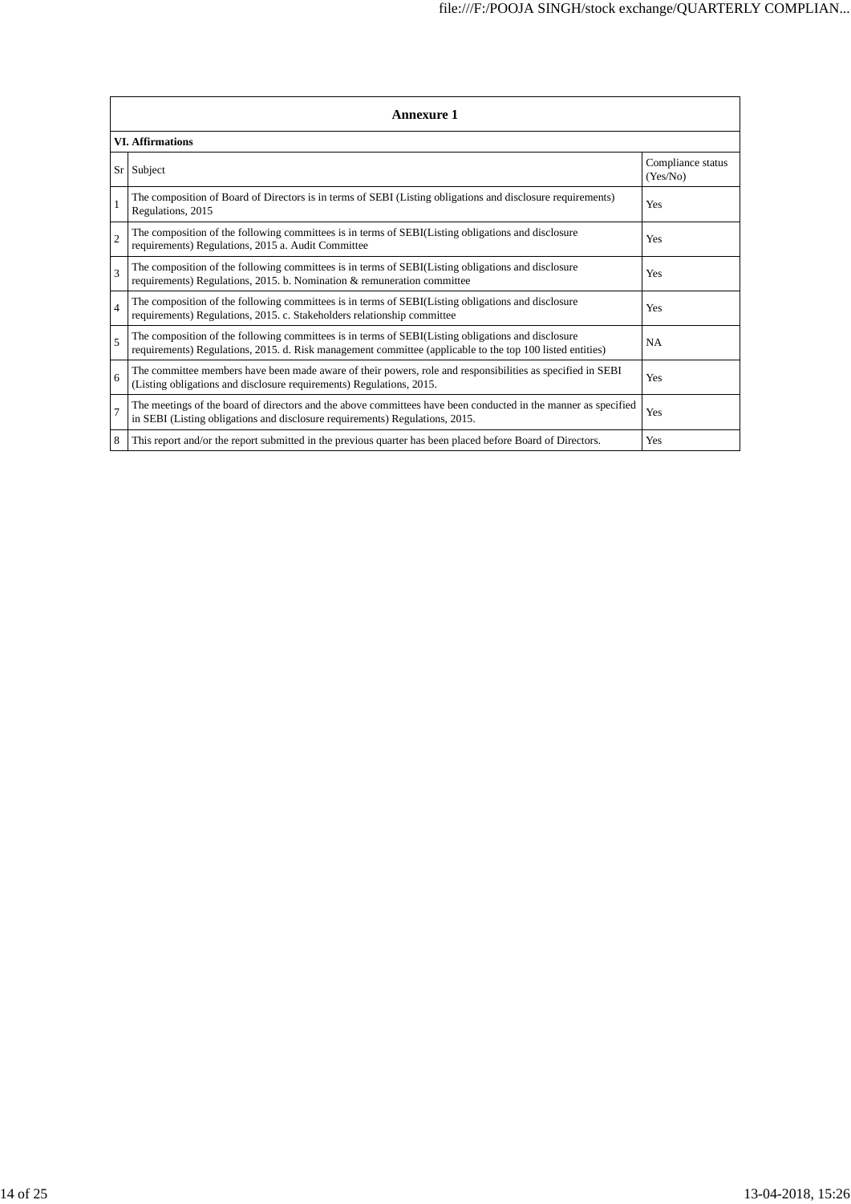## Annexure 1

### VI. Affirmations

| Sr | Subject | Compliance status (Yes/No) |
|---|---|---|
| 1 | The composition of Board of Directors is in terms of SEBI (Listing obligations and disclosure requirements) Regulations, 2015 | Yes |
| 2 | The composition of the following committees is in terms of SEBI(Listing obligations and disclosure requirements) Regulations, 2015 a. Audit Committee | Yes |
| 3 | The composition of the following committees is in terms of SEBI(Listing obligations and disclosure requirements) Regulations, 2015. b. Nomination & remuneration committee | Yes |
| 4 | The composition of the following committees is in terms of SEBI(Listing obligations and disclosure requirements) Regulations, 2015. c. Stakeholders relationship committee | Yes |
| 5 | The composition of the following committees is in terms of SEBI(Listing obligations and disclosure requirements) Regulations, 2015. d. Risk management committee (applicable to the top 100 listed entities) | NA |
| 6 | The committee members have been made aware of their powers, role and responsibilities as specified in SEBI (Listing obligations and disclosure requirements) Regulations, 2015. | Yes |
| 7 | The meetings of the board of directors and the above committees have been conducted in the manner as specified in SEBI (Listing obligations and disclosure requirements) Regulations, 2015. | Yes |
| 8 | This report and/or the report submitted in the previous quarter has been placed before Board of Directors. | Yes |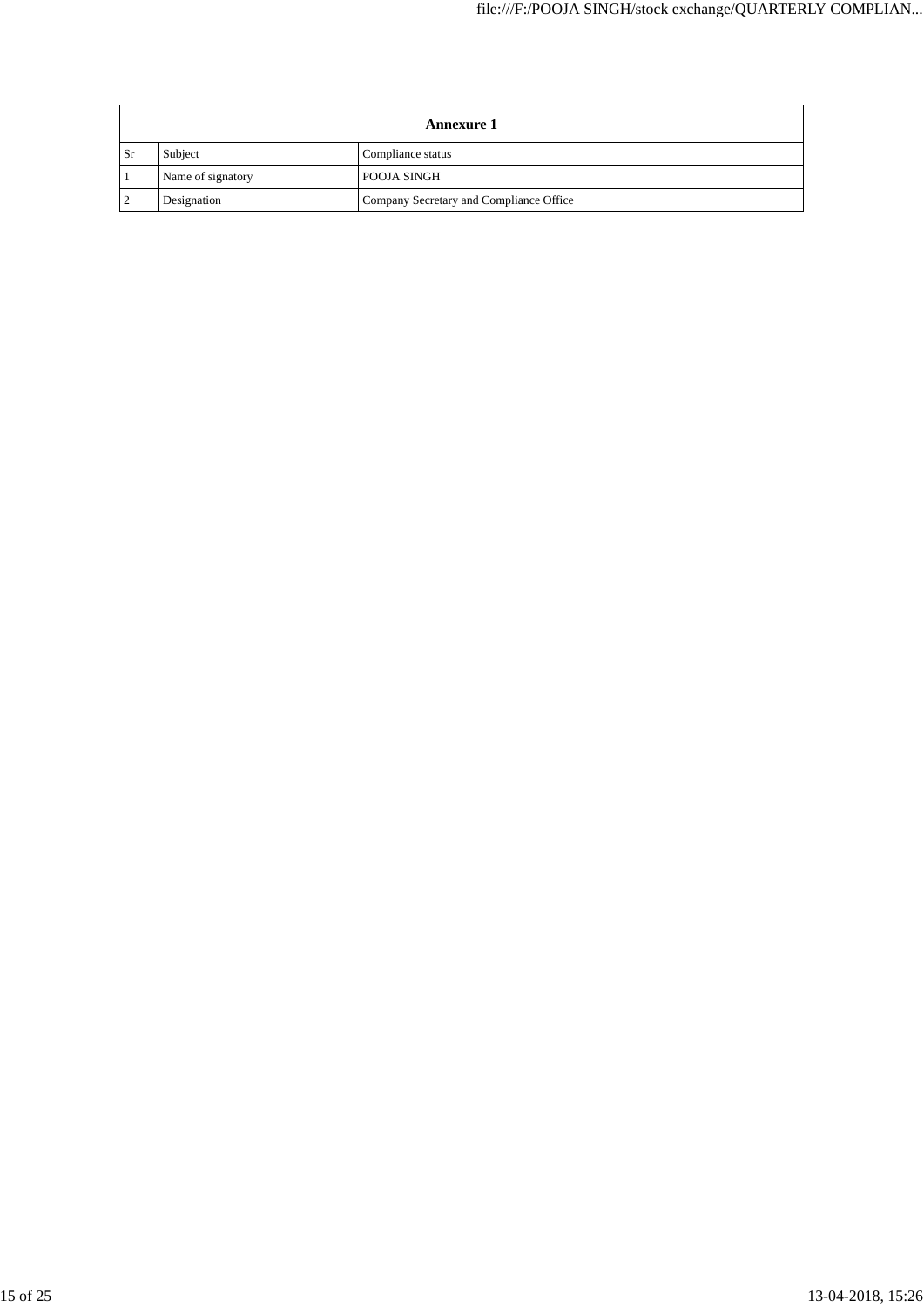| Annexure 1 | | |
|---|---|---|
| Sr | Subject | Compliance status |
| 1 | Name of signatory | POOJA SINGH |
| 2 | Designation | Company Secretary and Compliance Office |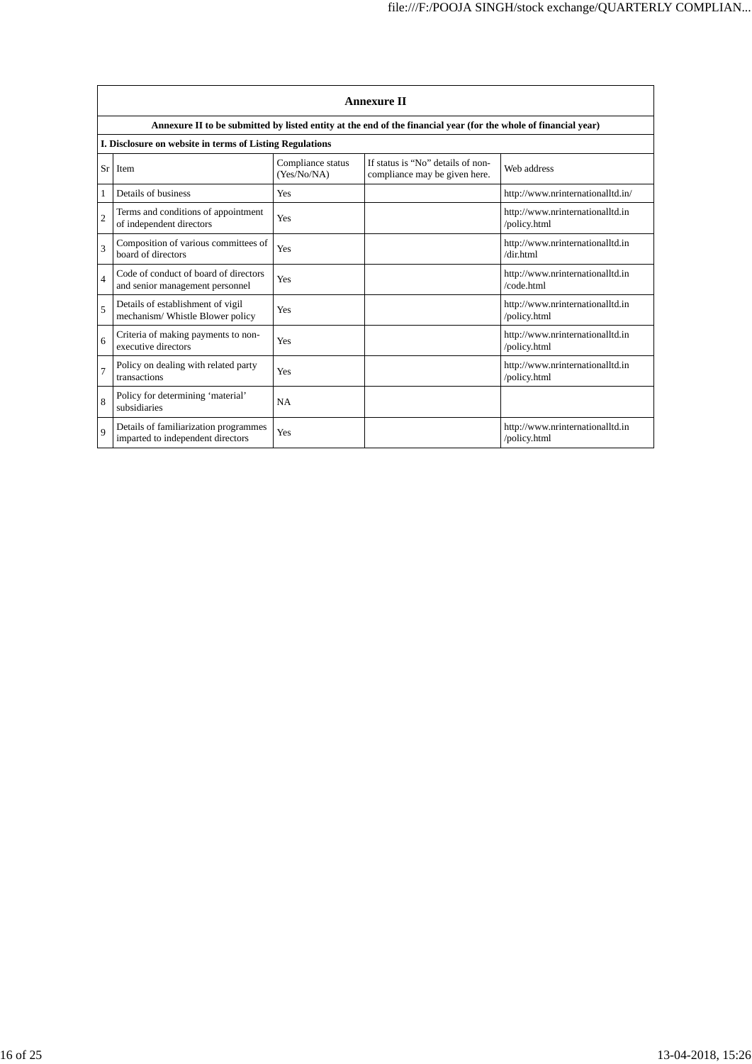## Annexure II

**Annexure II to be submitted by listed entity at the end of the financial year (for the whole of financial year)**

**I. Disclosure on website in terms of Listing Regulations**

| Sr | Item | Compliance status (Yes/No/NA) | If status is "No" details of non-compliance may be given here. | Web address |
|---|---|---|---|---|
| 1 | Details of business | Yes | | http://www.nrinternationalltd.in/ |
| 2 | Terms and conditions of appointment of independent directors | Yes | | http://www.nrinternationalltd.in/policy.html |
| 3 | Composition of various committees of board of directors | Yes | | http://www.nrinternationalltd.in/dir.html |
| 4 | Code of conduct of board of directors and senior management personnel | Yes | | http://www.nrinternationalltd.in/code.html |
| 5 | Details of establishment of vigil mechanism/ Whistle Blower policy | Yes | | http://www.nrinternationalltd.in/policy.html |
| 6 | Criteria of making payments to non-executive directors | Yes | | http://www.nrinternationalltd.in/policy.html |
| 7 | Policy on dealing with related party transactions | Yes | | http://www.nrinternationalltd.in/policy.html |
| 8 | Policy for determining 'material' subsidiaries | NA | | |
| 9 | Details of familiarization programmes imparted to independent directors | Yes | | http://www.nrinternationalltd.in/policy.html |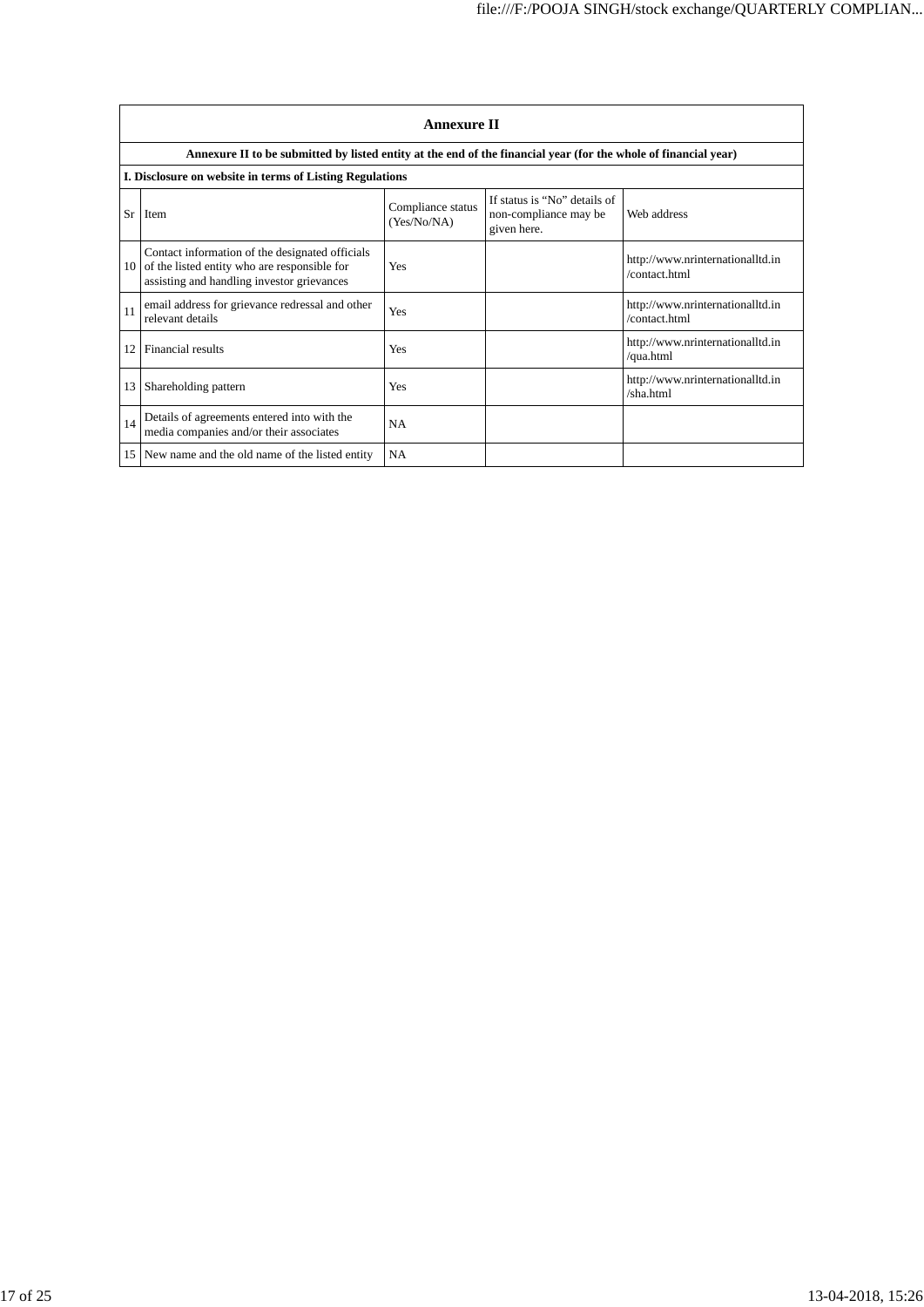| Annexure II | | | | |
|---|---|---|---|---|
| **Annexure II to be submitted by listed entity at the end of the financial year (for the whole of financial year)** | | | | |
| **I. Disclosure on website in terms of Listing Regulations** | | | | |
| Sr | Item | Compliance status (Yes/No/NA) | If status is "No" details of non-compliance may be given here. | Web address |
| 10 | Contact information of the designated officials of the listed entity who are responsible for assisting and handling investor grievances | Yes | | http://www.nrinternationalltd.in/contact.html |
| 11 | email address for grievance redressal and other relevant details | Yes | | http://www.nrinternationalltd.in/contact.html |
| 12 | Financial results | Yes | | http://www.nrinternationalltd.in/qua.html |
| 13 | Shareholding pattern | Yes | | http://www.nrinternationalltd.in/sha.html |
| 14 | Details of agreements entered into with the media companies and/or their associates | NA | | |
| 15 | New name and the old name of the listed entity | NA | | |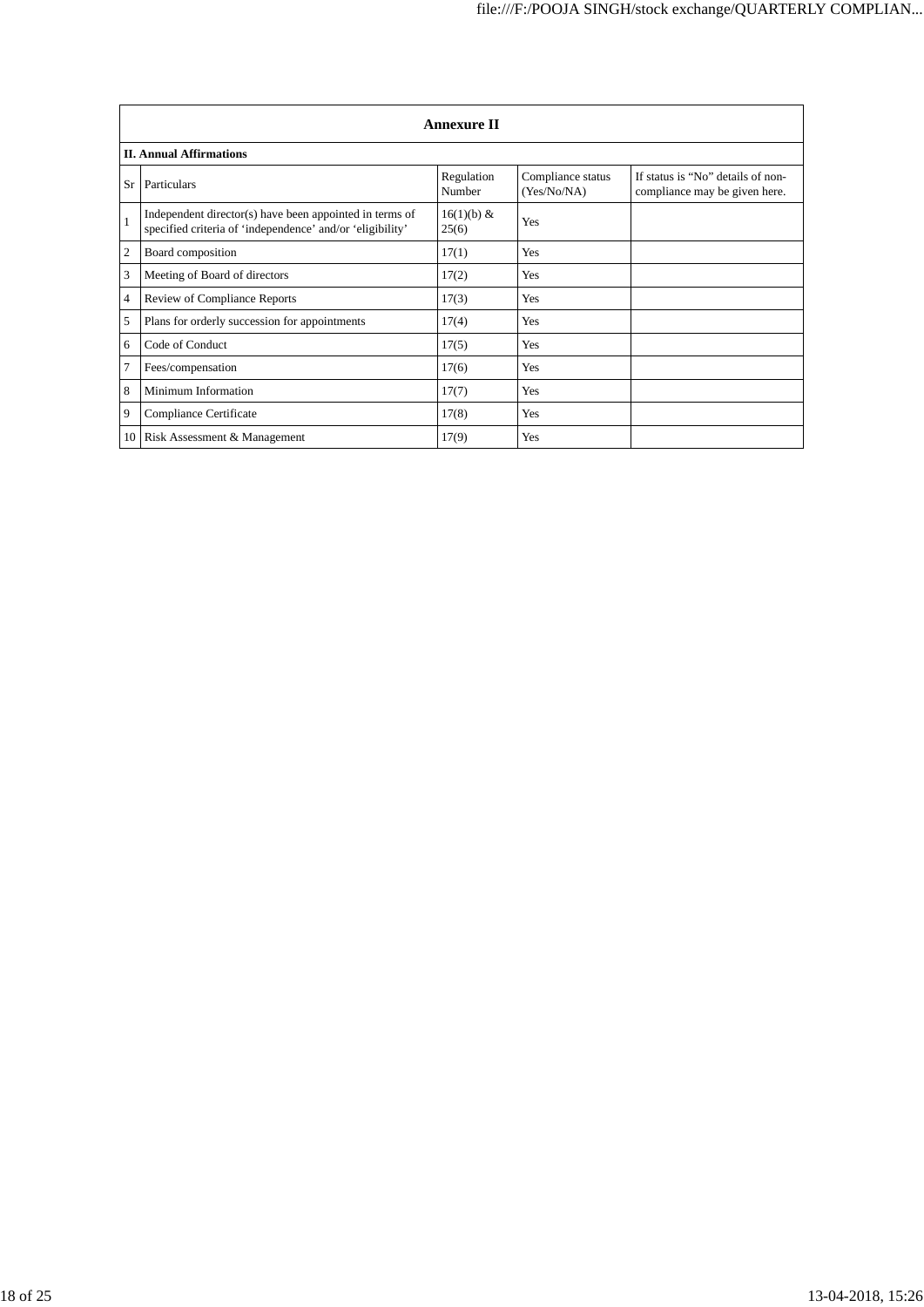| Annexure II | | | | |
|---|---|---|---|---|
| **II. Annual Affirmations** | | | | |
| Sr | Particulars | Regulation Number | Compliance status (Yes/No/NA) | If status is “No” details of non-compliance may be given here. |
| 1 | Independent director(s) have been appointed in terms of specified criteria of ‘independence’ and/or ‘eligibility’ | 16(1)(b) & 25(6) | Yes | |
| 2 | Board composition | 17(1) | Yes | |
| 3 | Meeting of Board of directors | 17(2) | Yes | |
| 4 | Review of Compliance Reports | 17(3) | Yes | |
| 5 | Plans for orderly succession for appointments | 17(4) | Yes | |
| 6 | Code of Conduct | 17(5) | Yes | |
| 7 | Fees/compensation | 17(6) | Yes | |
| 8 | Minimum Information | 17(7) | Yes | |
| 9 | Compliance Certificate | 17(8) | Yes | |
| 10 | Risk Assessment & Management | 17(9) | Yes | |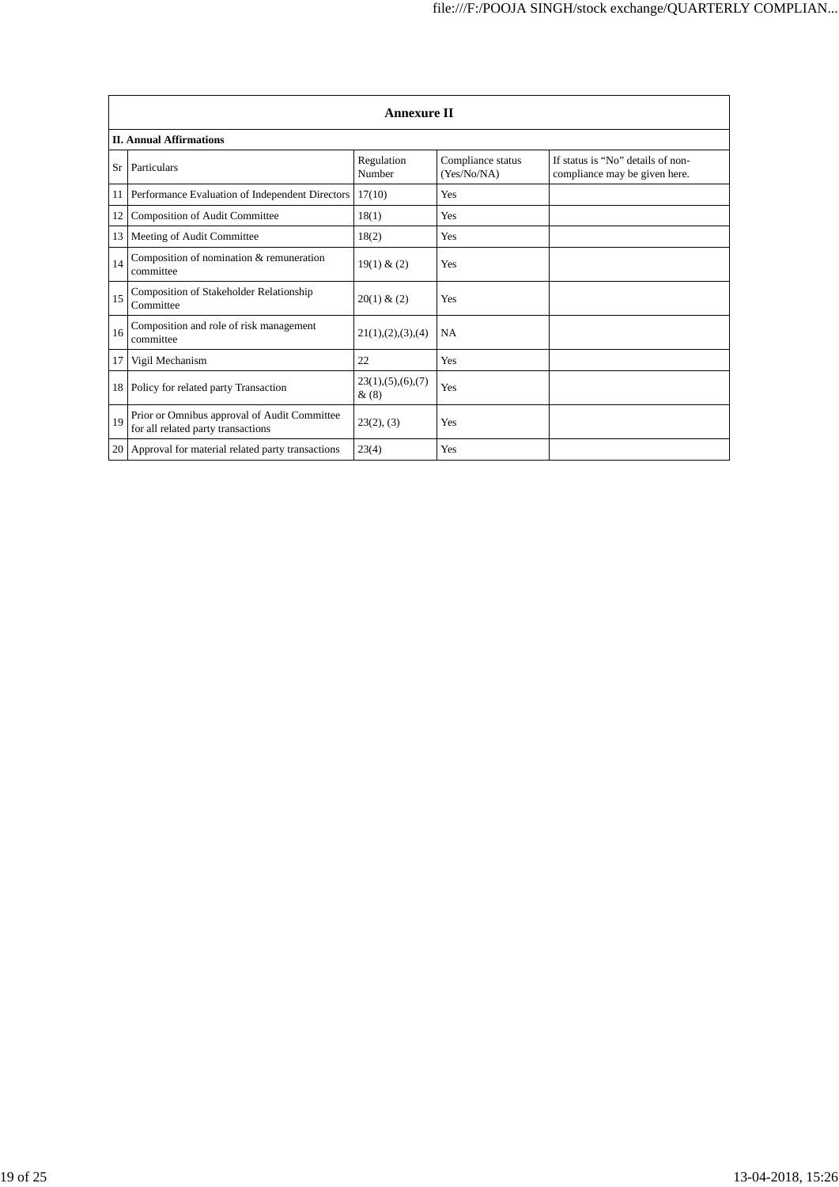## Annexure II

### II. Annual Affirmations

| Sr | Particulars | Regulation Number | Compliance status (Yes/No/NA) | If status is "No" details of non-compliance may be given here. |
|---|---|---|---|---|
| 11 | Performance Evaluation of Independent Directors | 17(10) | Yes | |
| 12 | Composition of Audit Committee | 18(1) | Yes | |
| 13 | Meeting of Audit Committee | 18(2) | Yes | |
| 14 | Composition of nomination & remuneration committee | 19(1) & (2) | Yes | |
| 15 | Composition of Stakeholder Relationship Committee | 20(1) & (2) | Yes | |
| 16 | Composition and role of risk management committee | 21(1),(2),(3),(4) | NA | |
| 17 | Vigil Mechanism | 22 | Yes | |
| 18 | Policy for related party Transaction | 23(1),(5),(6),(7) & (8) | Yes | |
| 19 | Prior or Omnibus approval of Audit Committee for all related party transactions | 23(2), (3) | Yes | |
| 20 | Approval for material related party transactions | 23(4) | Yes | |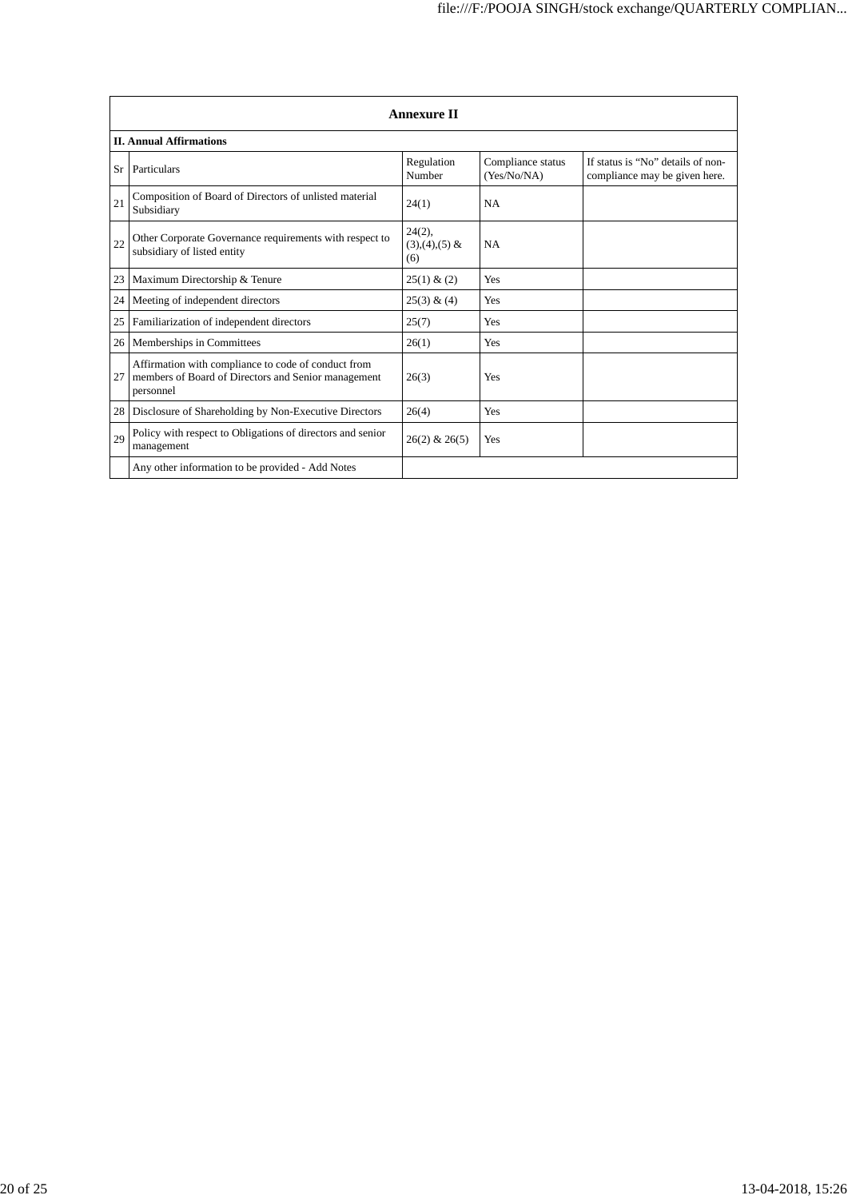| Annexure II | | | | |
|---|---|---|---|---|
| **II. Annual Affirmations** | | | | |
| Sr | Particulars | Regulation Number | Compliance status (Yes/No/NA) | If status is "No" details of non-compliance may be given here. |
| 21 | Composition of Board of Directors of unlisted material Subsidiary | 24(1) | NA | |
| 22 | Other Corporate Governance requirements with respect to subsidiary of listed entity | 24(2), (3),(4),(5) & (6) | NA | |
| 23 | Maximum Directorship & Tenure | 25(1) & (2) | Yes | |
| 24 | Meeting of independent directors | 25(3) & (4) | Yes | |
| 25 | Familiarization of independent directors | 25(7) | Yes | |
| 26 | Memberships in Committees | 26(1) | Yes | |
| 27 | Affirmation with compliance to code of conduct from members of Board of Directors and Senior management personnel | 26(3) | Yes | |
| 28 | Disclosure of Shareholding by Non-Executive Directors | 26(4) | Yes | |
| 29 | Policy with respect to Obligations of directors and senior management | 26(2) & 26(5) | Yes | |
| | Any other information to be provided - Add Notes | | | |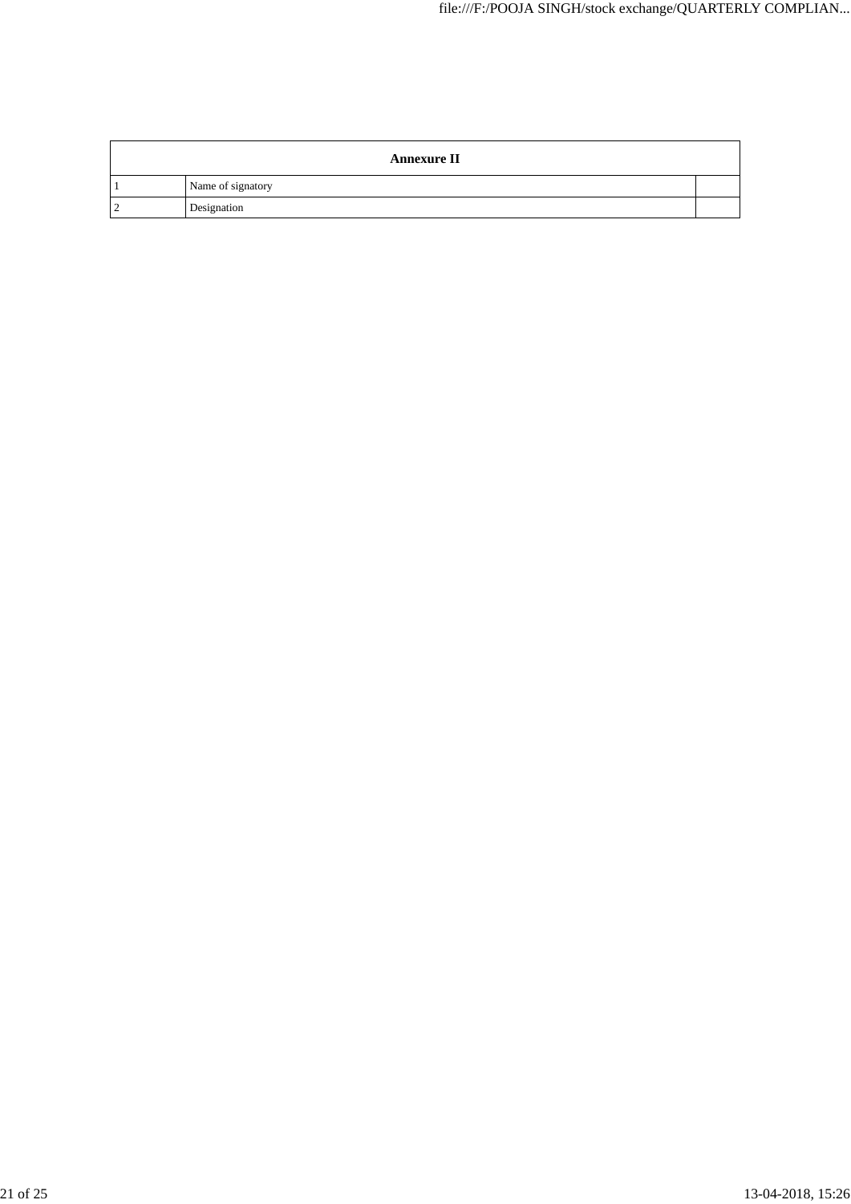| Annexure II | | |
|---|---|---|
| 1 | Name of signatory | |
| 2 | Designation | |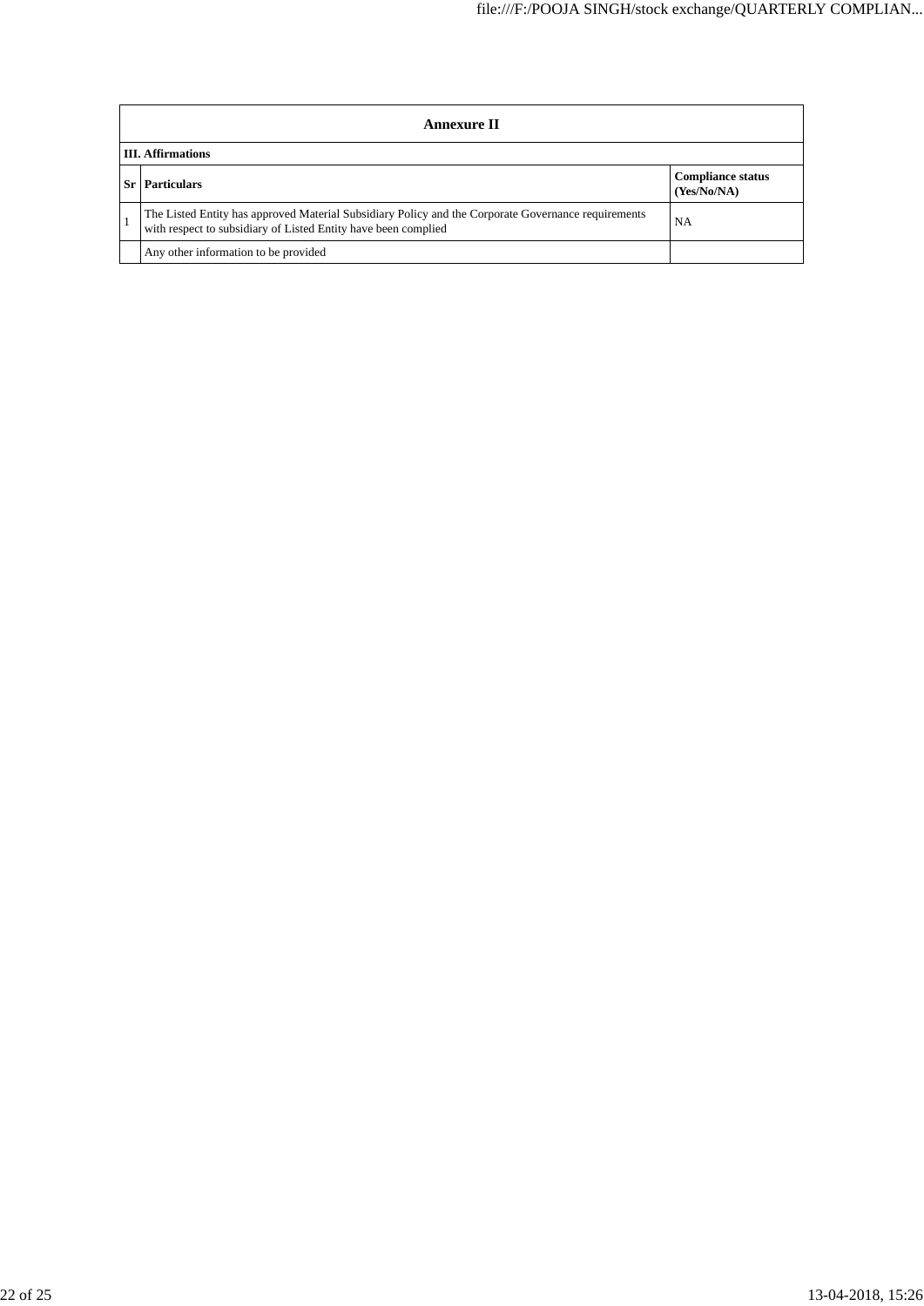## Annexure II

### III. Affirmations

| Sr | Particulars | Compliance status (Yes/No/NA) |
|---|---|---|
| 1 | The Listed Entity has approved Material Subsidiary Policy and the Corporate Governance requirements with respect to subsidiary of Listed Entity have been complied | NA |
| | Any other information to be provided | |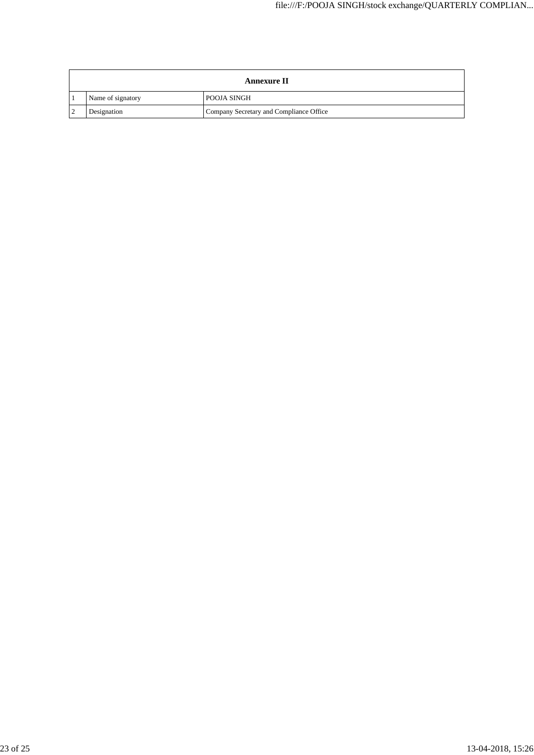| Annexure II | | |
|---|---|---|
| 1 | Name of signatory | POOJA SINGH |
| 2 | Designation | Company Secretary and Compliance Office |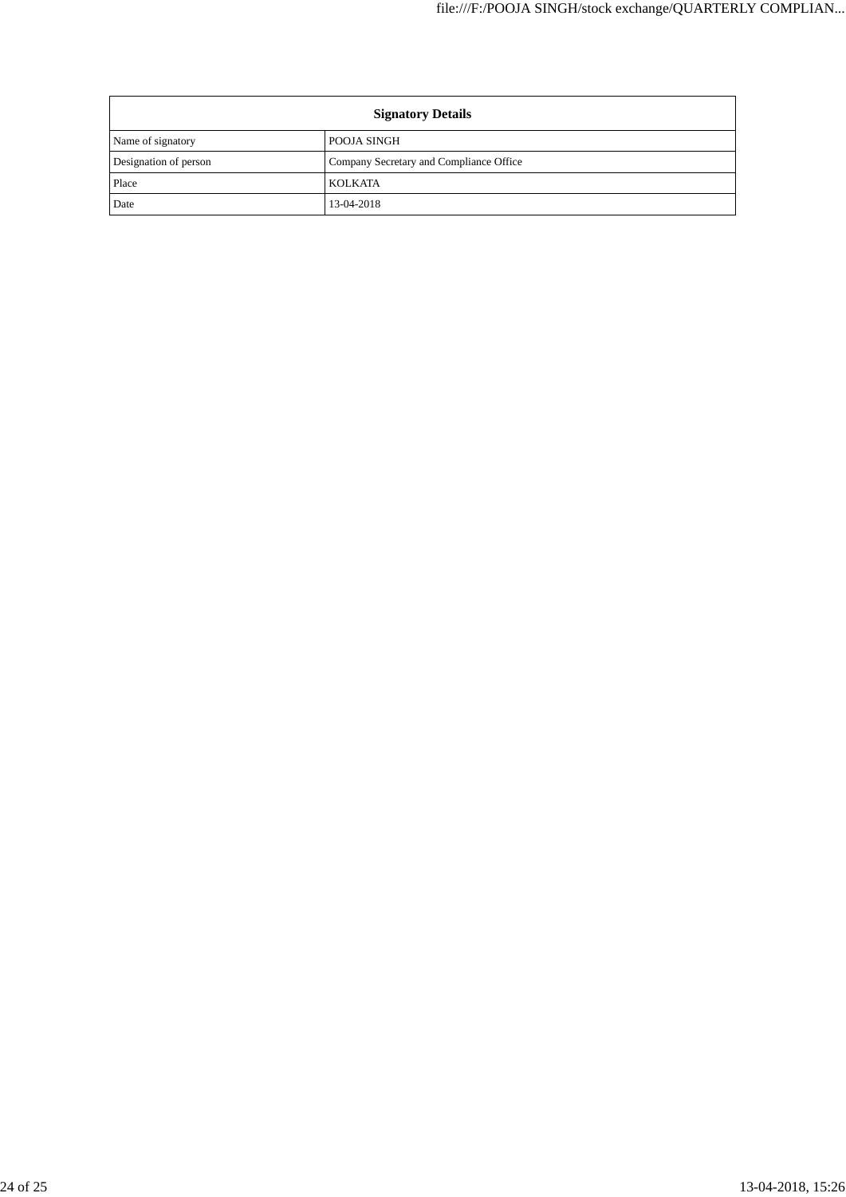| Signatory Details | |
|---|---|
| Name of signatory | POOJA SINGH |
| Designation of person | Company Secretary and Compliance Office |
| Place | KOLKATA |
| Date | 13-04-2018 |